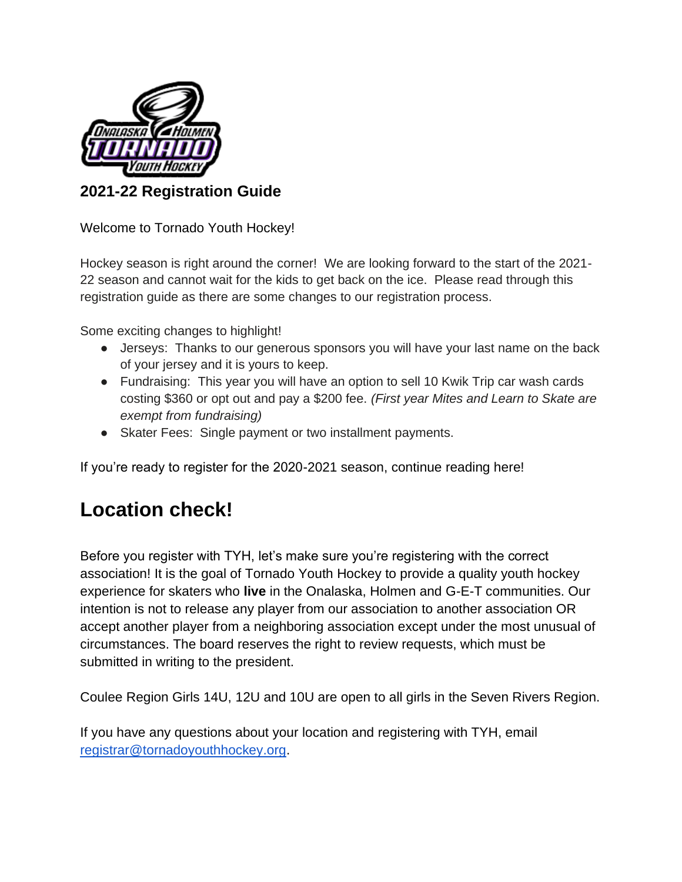## 2021-22 Registration Guide

Welcome to Tornado Youth Hockey!

Hockey season is right around the corner! We are looking forward to the start of the 2021-22 season and cannot wait for the kids to get back on the ice. Please read through this registration guide as there are some changes to our registration process.

Some exciting changes to highlight!

- Jerseys: Thanks to our generous sponsors you will have your last name on the back of your jersey and it is yours to keep.
- Fundraising: This year you will have an option to sell 10 Kwik Trip car wash cards costing $360 or opt out and pay a $200 fee. *(First year Mites and Learn to Skate are exempt from fundraising)*
- Skater Fees: Single payment or two installment payments.

If you're ready to register for the 2020-2021 season, continue reading here!

# Location check!

Before you register with TYH, let's make sure you're registering with the correct association! It is the goal of Tornado Youth Hockey to provide a quality youth hockey experience for skaters who **live** in the Onalaska, Holmen and G-E-T communities. Our intention is not to release any player from our association to another association OR accept another player from a neighboring association except under the most unusual of circumstances. The board reserves the right to review requests, which must be submitted in writing to the president.

Coulee Region Girls 14U, 12U and 10U are open to all girls in the Seven Rivers Region.

If you have any questions about your location and registering with TYH, email [registrar@tornadoyouthhockey.org](mailto:registrar@tornadoyouthhockey.org).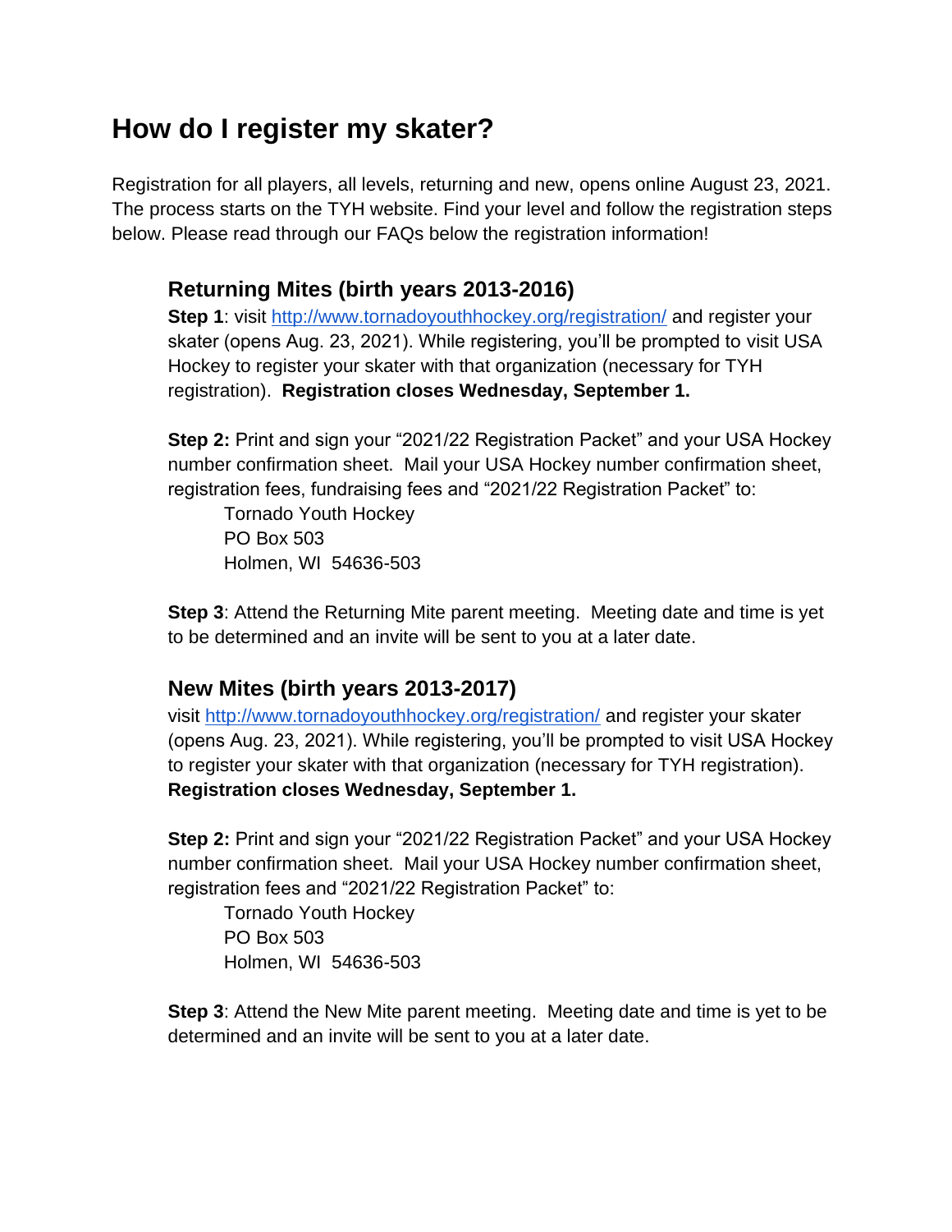# How do I register my skater?

Registration for all players, all levels, returning and new, opens online August 23, 2021. The process starts on the TYH website. Find your level and follow the registration steps below. Please read through our FAQs below the registration information!

## Returning Mites (birth years 2013-2016)

**Step 1**: visit [http://www.tornadoyouthhockey.org/registration/](http://www.tornadoyouthhockey.org/registration/) and register your skater (opens Aug. 23, 2021). While registering, you'll be prompted to visit USA Hockey to register your skater with that organization (necessary for TYH registration). **Registration closes Wednesday, September 1.**

**Step 2:** Print and sign your "2021/22 Registration Packet" and your USA Hockey number confirmation sheet. Mail your USA Hockey number confirmation sheet, registration fees, fundraising fees and "2021/22 Registration Packet" to:

Tornado Youth Hockey
PO Box 503
Holmen, WI 54636-503

**Step 3**: Attend the Returning Mite parent meeting. Meeting date and time is yet to be determined and an invite will be sent to you at a later date.

## New Mites (birth years 2013-2017)

visit [http://www.tornadoyouthhockey.org/registration/](http://www.tornadoyouthhockey.org/registration/) and register your skater (opens Aug. 23, 2021). While registering, you'll be prompted to visit USA Hockey to register your skater with that organization (necessary for TYH registration). **Registration closes Wednesday, September 1.**

**Step 2:** Print and sign your "2021/22 Registration Packet" and your USA Hockey number confirmation sheet. Mail your USA Hockey number confirmation sheet, registration fees and "2021/22 Registration Packet" to:

Tornado Youth Hockey
PO Box 503
Holmen, WI 54636-503

**Step 3**: Attend the New Mite parent meeting. Meeting date and time is yet to be determined and an invite will be sent to you at a later date.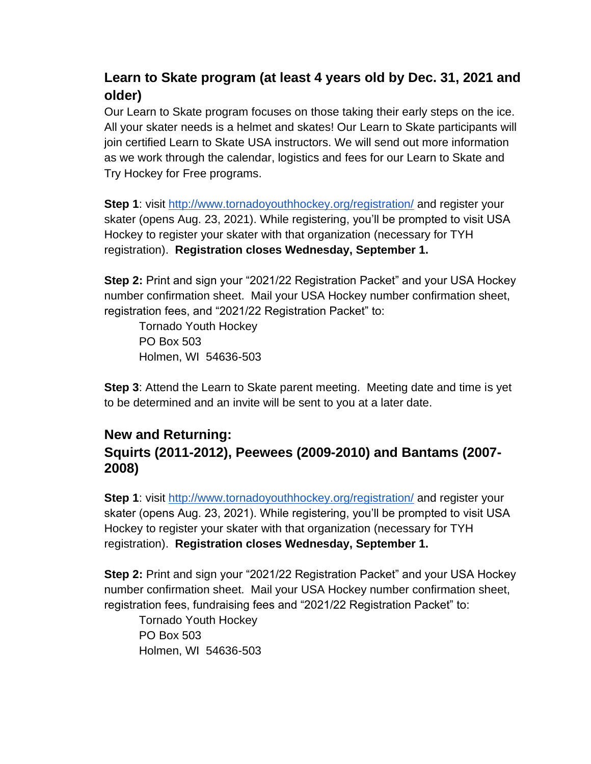## Learn to Skate program (at least 4 years old by Dec. 31, 2021 and older)

Our Learn to Skate program focuses on those taking their early steps on the ice. All your skater needs is a helmet and skates! Our Learn to Skate participants will join certified Learn to Skate USA instructors. We will send out more information as we work through the calendar, logistics and fees for our Learn to Skate and Try Hockey for Free programs.

**Step 1**: visit http://www.tornadoyouthhockey.org/registration/ and register your skater (opens Aug. 23, 2021). While registering, you'll be prompted to visit USA Hockey to register your skater with that organization (necessary for TYH registration). **Registration closes Wednesday, September 1.**

**Step 2:** Print and sign your "2021/22 Registration Packet" and your USA Hockey number confirmation sheet. Mail your USA Hockey number confirmation sheet, registration fees, and "2021/22 Registration Packet" to:

Tornado Youth Hockey
PO Box 503
Holmen, WI 54636-503

**Step 3**: Attend the Learn to Skate parent meeting. Meeting date and time is yet to be determined and an invite will be sent to you at a later date.

## New and Returning:
## Squirts (2011-2012), Peewees (2009-2010) and Bantams (2007-2008)

**Step 1**: visit http://www.tornadoyouthhockey.org/registration/ and register your skater (opens Aug. 23, 2021). While registering, you'll be prompted to visit USA Hockey to register your skater with that organization (necessary for TYH registration). **Registration closes Wednesday, September 1.**

**Step 2:** Print and sign your "2021/22 Registration Packet" and your USA Hockey number confirmation sheet. Mail your USA Hockey number confirmation sheet, registration fees, fundraising fees and "2021/22 Registration Packet" to:

Tornado Youth Hockey
PO Box 503
Holmen, WI 54636-503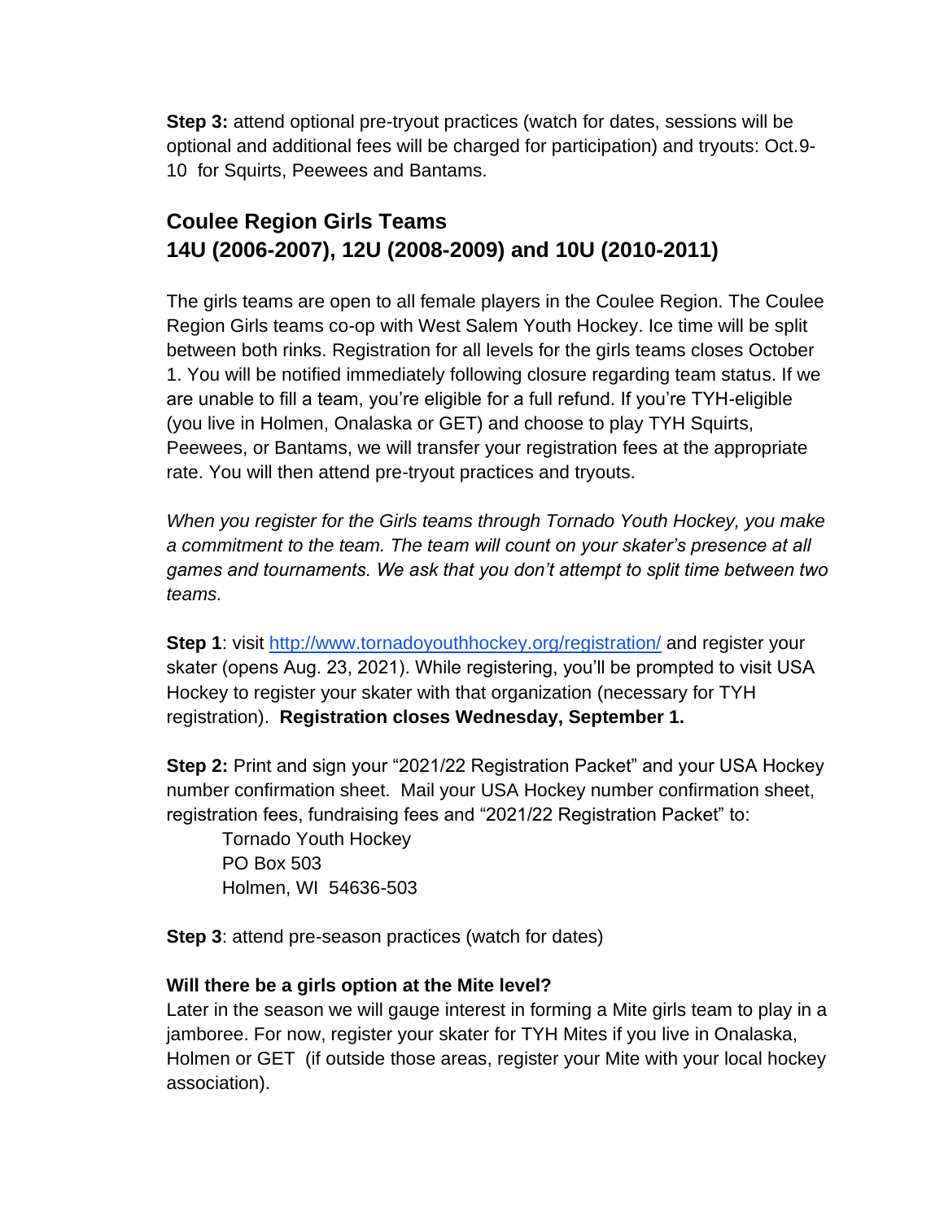**Step 3:** attend optional pre-tryout practices (watch for dates, sessions will be optional and additional fees will be charged for participation) and tryouts: Oct.9-10 for Squirts, Peewees and Bantams.

## Coulee Region Girls Teams
## 14U (2006-2007), 12U (2008-2009) and 10U (2010-2011)

The girls teams are open to all female players in the Coulee Region. The Coulee Region Girls teams co-op with West Salem Youth Hockey. Ice time will be split between both rinks. Registration for all levels for the girls teams closes October 1. You will be notified immediately following closure regarding team status. If we are unable to fill a team, you're eligible for a full refund. If you're TYH-eligible (you live in Holmen, Onalaska or GET) and choose to play TYH Squirts, Peewees, or Bantams, we will transfer your registration fees at the appropriate rate. You will then attend pre-tryout practices and tryouts.

*When you register for the Girls teams through Tornado Youth Hockey, you make a commitment to the team. The team will count on your skater's presence at all games and tournaments. We ask that you don't attempt to split time between two teams.*

**Step 1**: visit http://www.tornadoyouthhockey.org/registration/ and register your skater (opens Aug. 23, 2021). While registering, you'll be prompted to visit USA Hockey to register your skater with that organization (necessary for TYH registration). **Registration closes Wednesday, September 1.**

**Step 2:** Print and sign your "2021/22 Registration Packet" and your USA Hockey number confirmation sheet. Mail your USA Hockey number confirmation sheet, registration fees, fundraising fees and "2021/22 Registration Packet" to:

Tornado Youth Hockey
PO Box 503
Holmen, WI 54636-503

**Step 3**: attend pre-season practices (watch for dates)

**Will there be a girls option at the Mite level?**

Later in the season we will gauge interest in forming a Mite girls team to play in a jamboree. For now, register your skater for TYH Mites if you live in Onalaska, Holmen or GET (if outside those areas, register your Mite with your local hockey association).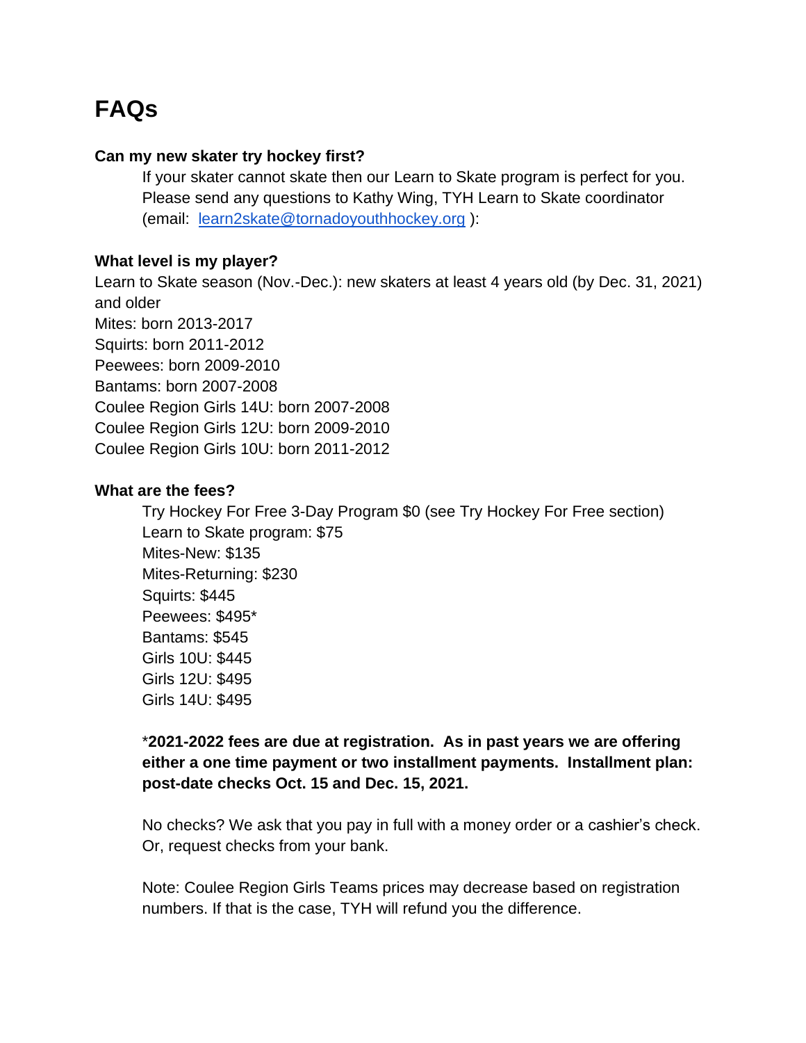# FAQs

**Can my new skater try hockey first?**

If your skater cannot skate then our Learn to Skate program is perfect for you. Please send any questions to Kathy Wing, TYH Learn to Skate coordinator (email: [learn2skate@tornadoyouthhockey.org](mailto:learn2skate@tornadoyouthhockey.org) ):

**What level is my player?**

Learn to Skate season (Nov.-Dec.): new skaters at least 4 years old (by Dec. 31, 2021) and older
Mites: born 2013-2017
Squirts: born 2011-2012
Peewees: born 2009-2010
Bantams: born 2007-2008
Coulee Region Girls 14U: born 2007-2008
Coulee Region Girls 12U: born 2009-2010
Coulee Region Girls 10U: born 2011-2012

**What are the fees?**

Try Hockey For Free 3-Day Program $0 (see Try Hockey For Free section)
Learn to Skate program: $75
Mites-New: $135
Mites-Returning: $230
Squirts: $445
Peewees: $495*
Bantams: $545
Girls 10U: $445
Girls 12U: $495
Girls 14U: $495

***2021-2022 fees are due at registration. As in past years we are offering either a one time payment or two installment payments. Installment plan: post-date checks Oct. 15 and Dec. 15, 2021.**

No checks? We ask that you pay in full with a money order or a cashier's check. Or, request checks from your bank.

Note: Coulee Region Girls Teams prices may decrease based on registration numbers. If that is the case, TYH will refund you the difference.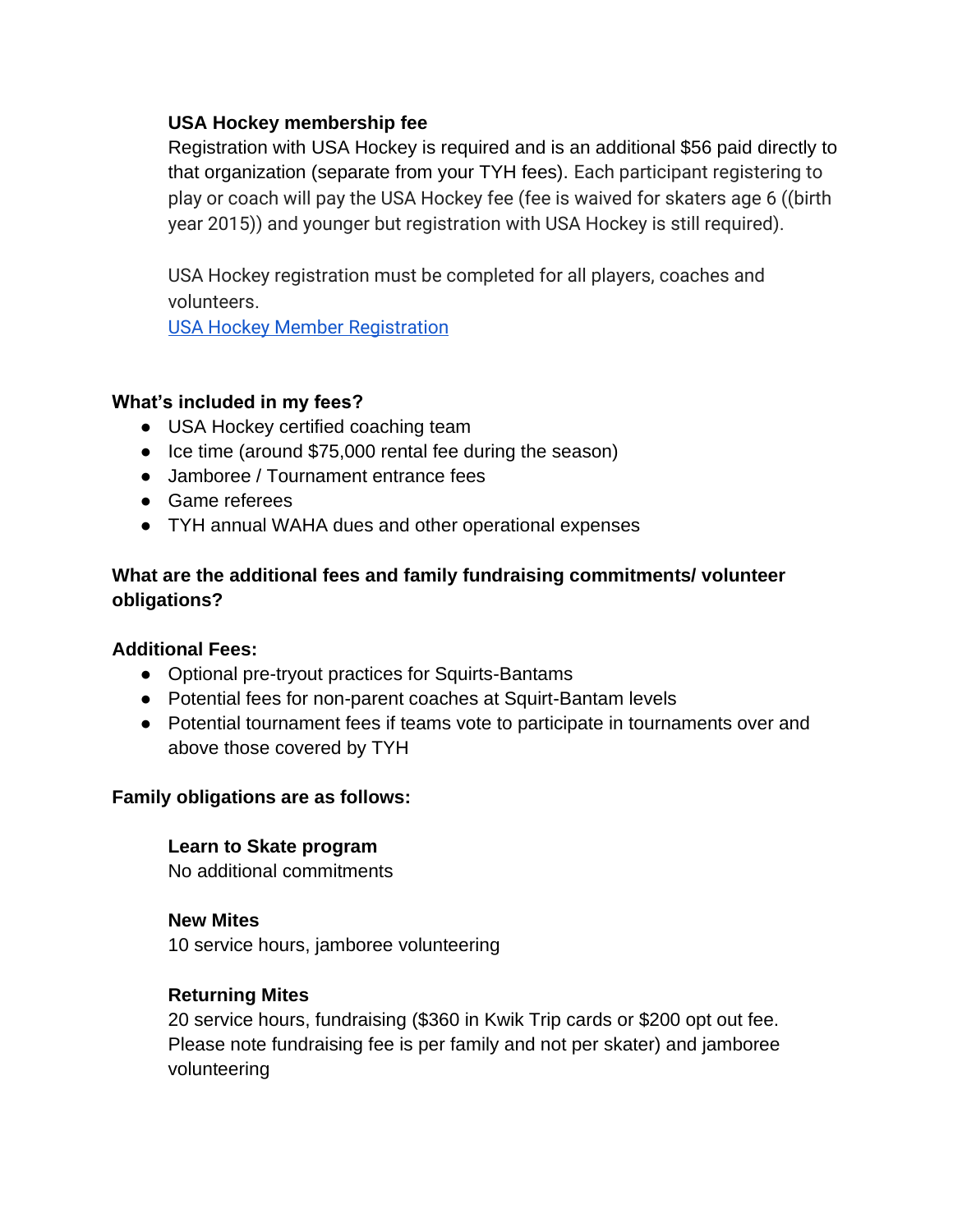**USA Hockey membership fee**

Registration with USA Hockey is required and is an additional $56 paid directly to that organization (separate from your TYH fees). Each participant registering to play or coach will pay the USA Hockey fee (fee is waived for skaters age 6 ((birth year 2015)) and younger but registration with USA Hockey is still required).

USA Hockey registration must be completed for all players, coaches and volunteers.

[USA Hockey Member Registration]

**What's included in my fees?**

- USA Hockey certified coaching team
- Ice time (around $75,000 rental fee during the season)
- Jamboree / Tournament entrance fees
- Game referees
- TYH annual WAHA dues and other operational expenses

**What are the additional fees and family fundraising commitments/ volunteer obligations?**

**Additional Fees:**

- Optional pre-tryout practices for Squirts-Bantams
- Potential fees for non-parent coaches at Squirt-Bantam levels
- Potential tournament fees if teams vote to participate in tournaments over and above those covered by TYH

**Family obligations are as follows:**

**Learn to Skate program**
No additional commitments

**New Mites**
10 service hours, jamboree volunteering

**Returning Mites**
20 service hours, fundraising ($360 in Kwik Trip cards or $200 opt out fee. Please note fundraising fee is per family and not per skater) and jamboree volunteering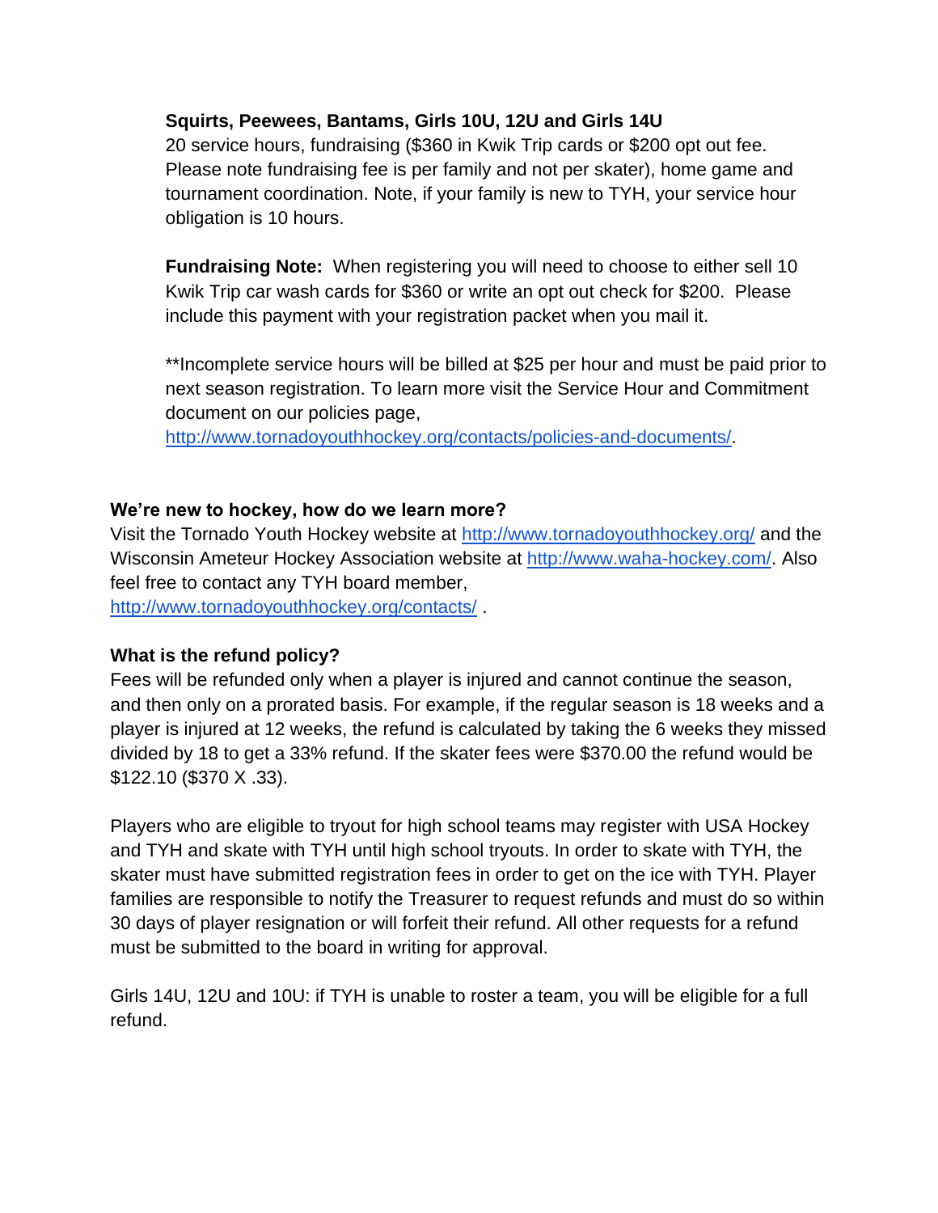**Squirts, Peewees, Bantams, Girls 10U, 12U and Girls 14U**
20 service hours, fundraising ($360 in Kwik Trip cards or $200 opt out fee. Please note fundraising fee is per family and not per skater), home game and tournament coordination. Note, if your family is new to TYH, your service hour obligation is 10 hours.

**Fundraising Note:** When registering you will need to choose to either sell 10 Kwik Trip car wash cards for $360 or write an opt out check for $200. Please include this payment with your registration packet when you mail it.

**Incomplete service hours will be billed at $25 per hour and must be paid prior to next season registration. To learn more visit the Service Hour and Commitment document on our policies page, [http://www.tornadoyouthhockey.org/contacts/policies-and-documents/](http://www.tornadoyouthhockey.org/contacts/policies-and-documents/).

**We're new to hockey, how do we learn more?**
Visit the Tornado Youth Hockey website at [http://www.tornadoyouthhockey.org/](http://www.tornadoyouthhockey.org/) and the Wisconsin Ameteur Hockey Association website at [http://www.waha-hockey.com/](http://www.waha-hockey.com/). Also feel free to contact any TYH board member, [http://www.tornadoyouthhockey.org/contacts/](http://www.tornadoyouthhockey.org/contacts/) .

**What is the refund policy?**
Fees will be refunded only when a player is injured and cannot continue the season, and then only on a prorated basis. For example, if the regular season is 18 weeks and a player is injured at 12 weeks, the refund is calculated by taking the 6 weeks they missed divided by 18 to get a 33% refund. If the skater fees were $370.00 the refund would be $122.10 ($370 X .33).

Players who are eligible to tryout for high school teams may register with USA Hockey and TYH and skate with TYH until high school tryouts. In order to skate with TYH, the skater must have submitted registration fees in order to get on the ice with TYH. Player families are responsible to notify the Treasurer to request refunds and must do so within 30 days of player resignation or will forfeit their refund. All other requests for a refund must be submitted to the board in writing for approval.

Girls 14U, 12U and 10U: if TYH is unable to roster a team, you will be eligible for a full refund.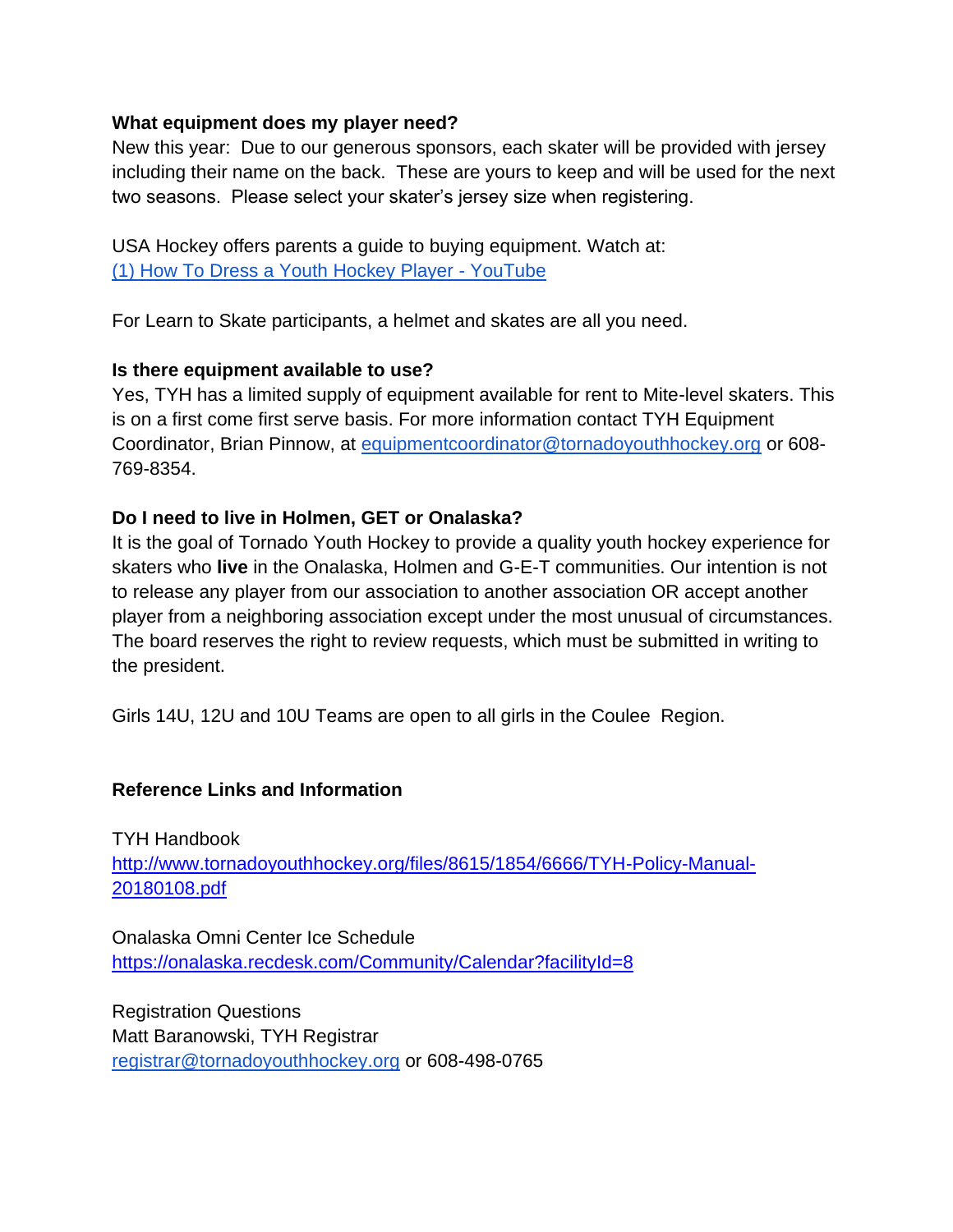**What equipment does my player need?**

New this year: Due to our generous sponsors, each skater will be provided with jersey including their name on the back. These are yours to keep and will be used for the next two seasons. Please select your skater's jersey size when registering.

USA Hockey offers parents a guide to buying equipment. Watch at:
[(1) How To Dress a Youth Hockey Player - YouTube]()

For Learn to Skate participants, a helmet and skates are all you need.

**Is there equipment available to use?**

Yes, TYH has a limited supply of equipment available for rent to Mite-level skaters. This is on a first come first serve basis. For more information contact TYH Equipment Coordinator, Brian Pinnow, at [equipmentcoordinator@tornadoyouthhockey.org](mailto:equipmentcoordinator@tornadoyouthhockey.org) or 608-769-8354.

**Do I need to live in Holmen, GET or Onalaska?**

It is the goal of Tornado Youth Hockey to provide a quality youth hockey experience for skaters who **live** in the Onalaska, Holmen and G-E-T communities. Our intention is not to release any player from our association to another association OR accept another player from a neighboring association except under the most unusual of circumstances. The board reserves the right to review requests, which must be submitted in writing to the president.

Girls 14U, 12U and 10U Teams are open to all girls in the Coulee Region.

**Reference Links and Information**

TYH Handbook
[http://www.tornadoyouthhockey.org/files/8615/1854/6666/TYH-Policy-Manual-20180108.pdf](http://www.tornadoyouthhockey.org/files/8615/1854/6666/TYH-Policy-Manual-20180108.pdf)

Onalaska Omni Center Ice Schedule
[https://onalaska.recdesk.com/Community/Calendar?facilityId=8](https://onalaska.recdesk.com/Community/Calendar?facilityId=8)

Registration Questions
Matt Baranowski, TYH Registrar
[registrar@tornadoyouthhockey.org](mailto:registrar@tornadoyouthhockey.org) or 608-498-0765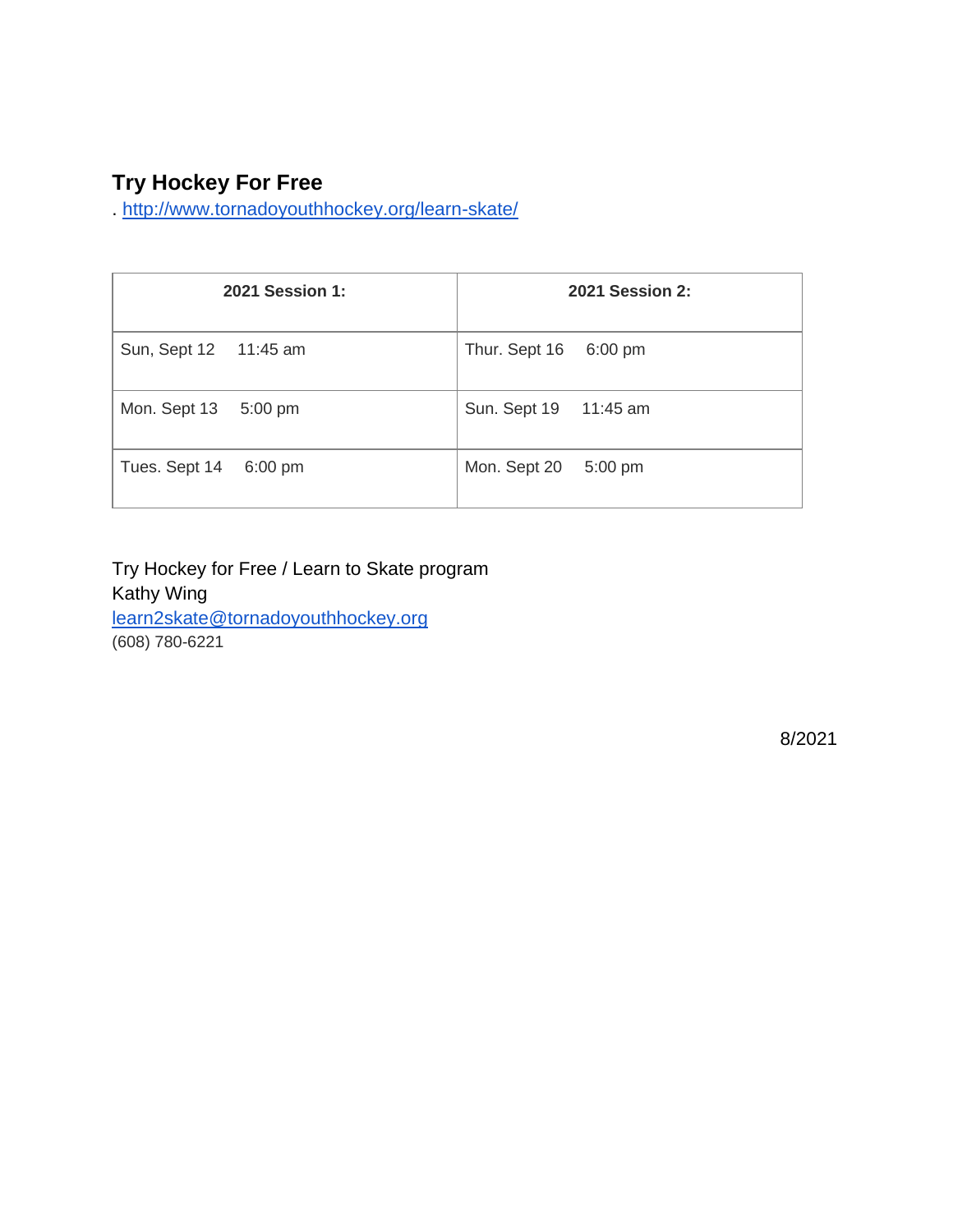## Try Hockey For Free

. http://www.tornadoyouthhockey.org/learn-skate/

| 2021 Session 1: | 2021 Session 2: |
|---|---|
| Sun, Sept 12 11:45 am | Thur. Sept 16 6:00 pm |
| Mon. Sept 13 5:00 pm | Sun. Sept 19 11:45 am |
| Tues. Sept 14 6:00 pm | Mon. Sept 20 5:00 pm |

Try Hockey for Free / Learn to Skate program
Kathy Wing
learn2skate@tornadoyouthhockey.org
(608) 780-6221

8/2021